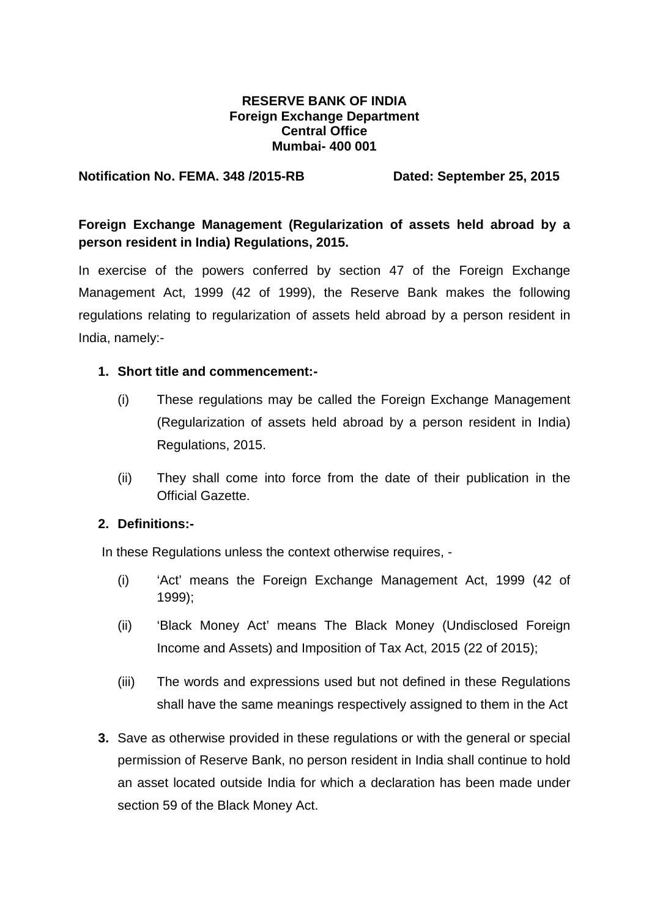**RESERVE BANK OF INDIA**
**Foreign Exchange Department**
**Central Office**
**Mumbai- 400 001**

**Notification No. FEMA. 348 /2015-RB** **Dated: September 25, 2015**

**Foreign Exchange Management (Regularization of assets held abroad by a person resident in India) Regulations, 2015.**

In exercise of the powers conferred by section 47 of the Foreign Exchange Management Act, 1999 (42 of 1999), the Reserve Bank makes the following regulations relating to regularization of assets held abroad by a person resident in India, namely:-

1. **Short title and commencement:-**

   (i) These regulations may be called the Foreign Exchange Management (Regularization of assets held abroad by a person resident in India) Regulations, 2015.

   (ii) They shall come into force from the date of their publication in the Official Gazette.

2. **Definitions:-**

   In these Regulations unless the context otherwise requires, -

   (i) 'Act' means the Foreign Exchange Management Act, 1999 (42 of 1999);

   (ii) 'Black Money Act' means The Black Money (Undisclosed Foreign Income and Assets) and Imposition of Tax Act, 2015 (22 of 2015);

   (iii) The words and expressions used but not defined in these Regulations shall have the same meanings respectively assigned to them in the Act

3. Save as otherwise provided in these regulations or with the general or special permission of Reserve Bank, no person resident in India shall continue to hold an asset located outside India for which a declaration has been made under section 59 of the Black Money Act.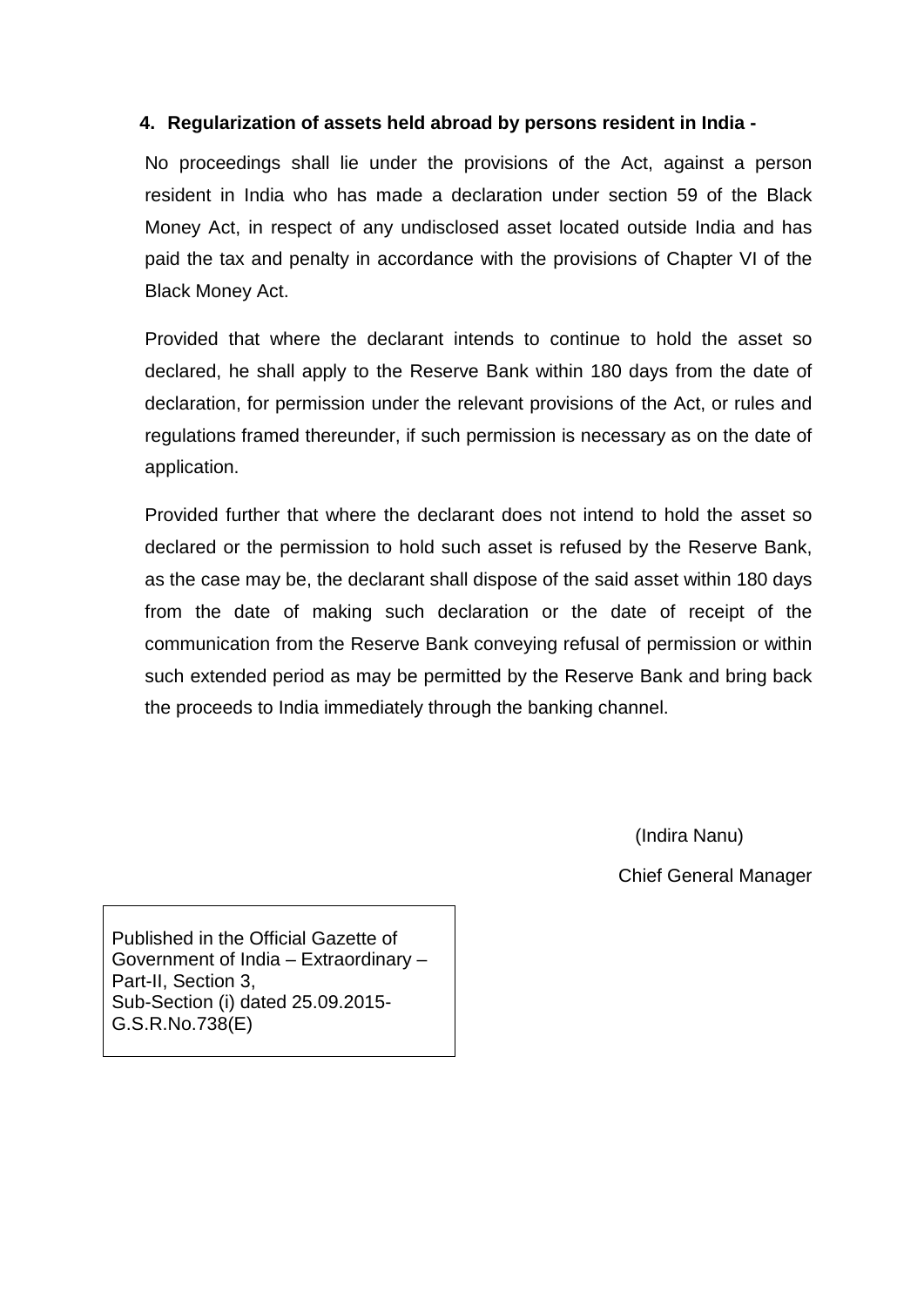**4. Regularization of assets held abroad by persons resident in India -**

No proceedings shall lie under the provisions of the Act, against a person resident in India who has made a declaration under section 59 of the Black Money Act, in respect of any undisclosed asset located outside India and has paid the tax and penalty in accordance with the provisions of Chapter VI of the Black Money Act.

Provided that where the declarant intends to continue to hold the asset so declared, he shall apply to the Reserve Bank within 180 days from the date of declaration, for permission under the relevant provisions of the Act, or rules and regulations framed thereunder, if such permission is necessary as on the date of application.

Provided further that where the declarant does not intend to hold the asset so declared or the permission to hold such asset is refused by the Reserve Bank, as the case may be, the declarant shall dispose of the said asset within 180 days from the date of making such declaration or the date of receipt of the communication from the Reserve Bank conveying refusal of permission or within such extended period as may be permitted by the Reserve Bank and bring back the proceeds to India immediately through the banking channel.

(Indira Nanu)

Chief General Manager

Published in the Official Gazette of Government of India – Extraordinary – Part-II, Section 3, Sub-Section (i) dated 25.09.2015- G.S.R.No.738(E)